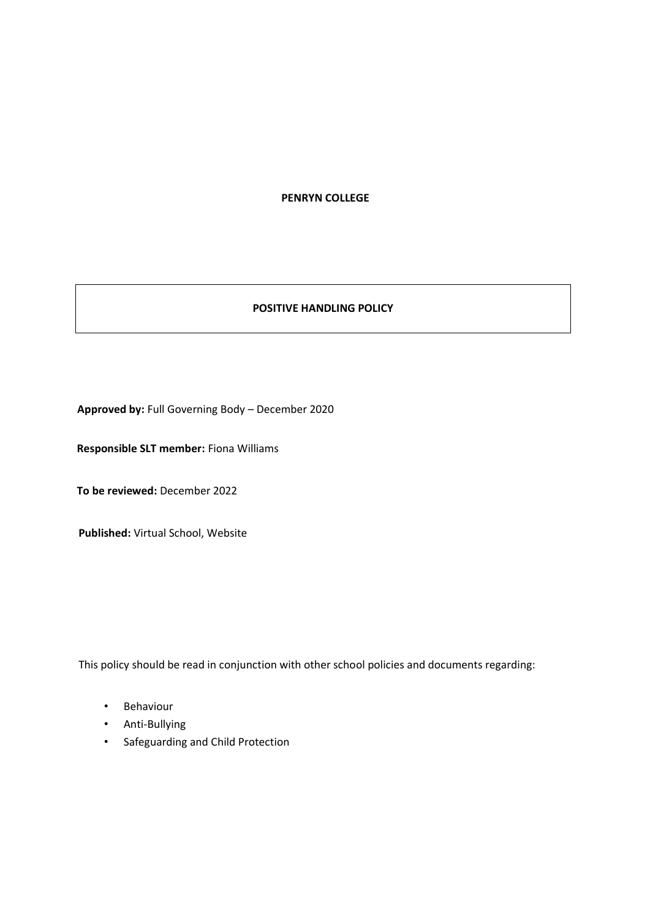**PENRYN COLLEGE**

# POSITIVE HANDLING POLICY

**Approved by:** Full Governing Body – December 2020

**Responsible SLT member:** Fiona Williams

**To be reviewed:** December 2022

**Published:** Virtual School, Website

This policy should be read in conjunction with other school policies and documents regarding:

- Behaviour
- Anti-Bullying
- Safeguarding and Child Protection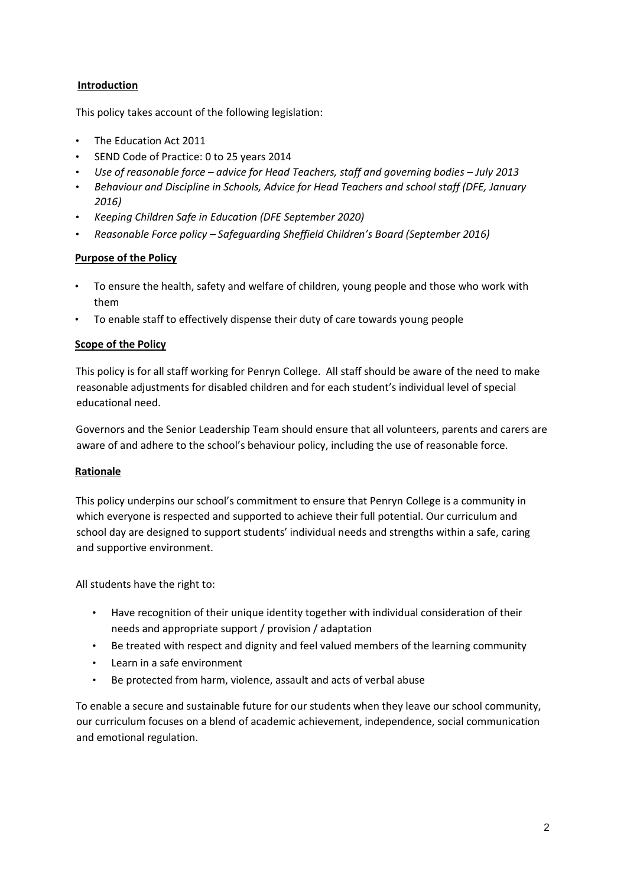## Introduction

This policy takes account of the following legislation:

- The Education Act 2011
- SEND Code of Practice: 0 to 25 years 2014
- *Use of reasonable force – advice for Head Teachers, staff and governing bodies – July 2013*
- *Behaviour and Discipline in Schools, Advice for Head Teachers and school staff (DFE, January 2016)*
- *Keeping Children Safe in Education (DFE September 2020)*
- *Reasonable Force policy – Safeguarding Sheffield Children's Board (September 2016)*

## Purpose of the Policy

- To ensure the health, safety and welfare of children, young people and those who work with them
- To enable staff to effectively dispense their duty of care towards young people

## Scope of the Policy

This policy is for all staff working for Penryn College. All staff should be aware of the need to make reasonable adjustments for disabled children and for each student's individual level of special educational need.

Governors and the Senior Leadership Team should ensure that all volunteers, parents and carers are aware of and adhere to the school's behaviour policy, including the use of reasonable force.

## Rationale

This policy underpins our school's commitment to ensure that Penryn College is a community in which everyone is respected and supported to achieve their full potential. Our curriculum and school day are designed to support students' individual needs and strengths within a safe, caring and supportive environment.

All students have the right to:

- Have recognition of their unique identity together with individual consideration of their needs and appropriate support / provision / adaptation
- Be treated with respect and dignity and feel valued members of the learning community
- Learn in a safe environment
- Be protected from harm, violence, assault and acts of verbal abuse

To enable a secure and sustainable future for our students when they leave our school community, our curriculum focuses on a blend of academic achievement, independence, social communication and emotional regulation.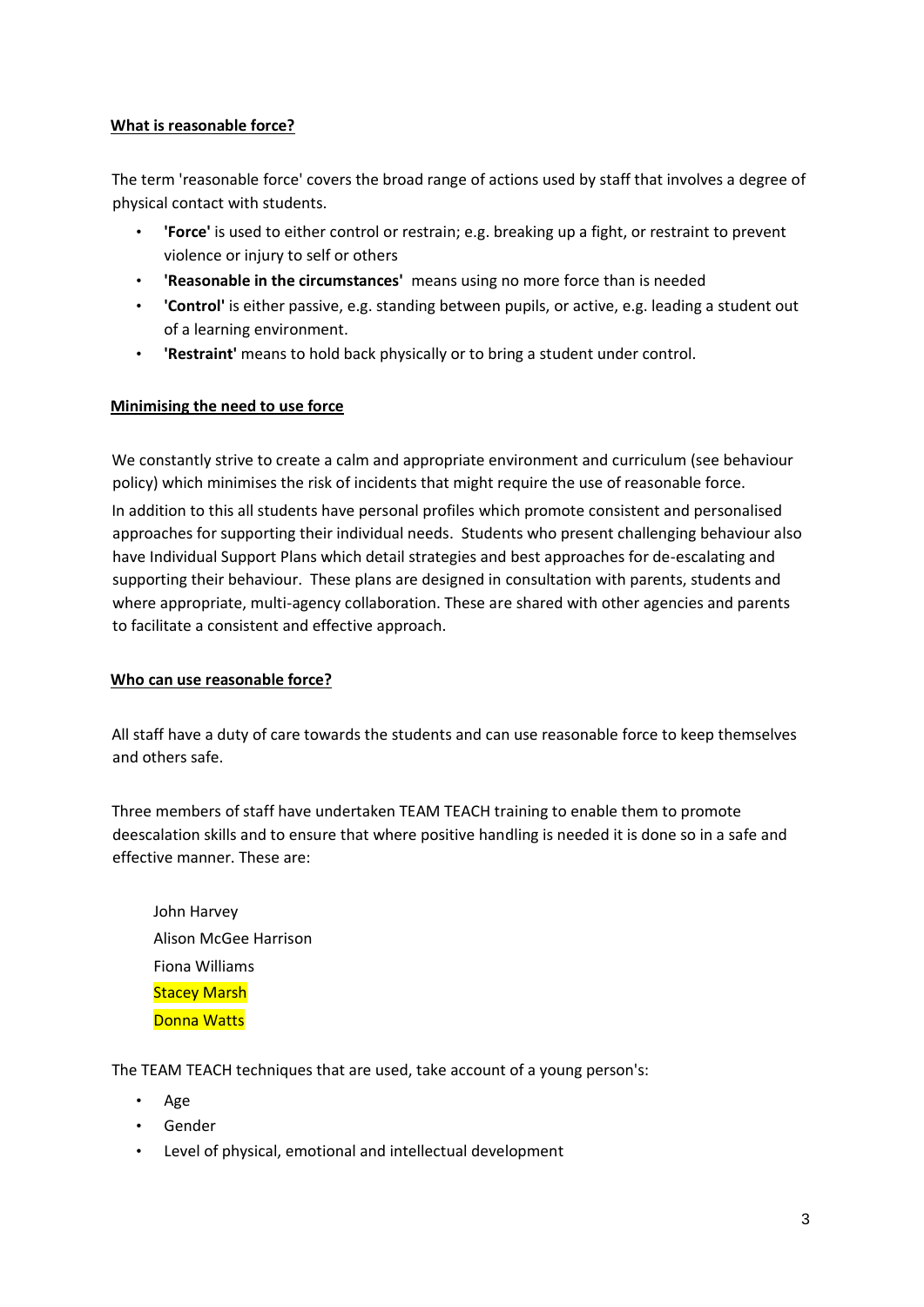## What is reasonable force?

The term 'reasonable force' covers the broad range of actions used by staff that involves a degree of physical contact with students.

- **'Force'** is used to either control or restrain; e.g. breaking up a fight, or restraint to prevent violence or injury to self or others
- **'Reasonable in the circumstances'** means using no more force than is needed
- **'Control'** is either passive, e.g. standing between pupils, or active, e.g. leading a student out of a learning environment.
- **'Restraint'** means to hold back physically or to bring a student under control.

## Minimising the need to use force

We constantly strive to create a calm and appropriate environment and curriculum (see behaviour policy) which minimises the risk of incidents that might require the use of reasonable force.

In addition to this all students have personal profiles which promote consistent and personalised approaches for supporting their individual needs. Students who present challenging behaviour also have Individual Support Plans which detail strategies and best approaches for de-escalating and supporting their behaviour. These plans are designed in consultation with parents, students and where appropriate, multi-agency collaboration. These are shared with other agencies and parents to facilitate a consistent and effective approach.

## Who can use reasonable force?

All staff have a duty of care towards the students and can use reasonable force to keep themselves and others safe.

Three members of staff have undertaken TEAM TEACH training to enable them to promote deescalation skills and to ensure that where positive handling is needed it is done so in a safe and effective manner. These are:

John Harvey
Alison McGee Harrison
Fiona Williams
Stacey Marsh
Donna Watts

The TEAM TEACH techniques that are used, take account of a young person's:

- Age
- Gender
- Level of physical, emotional and intellectual development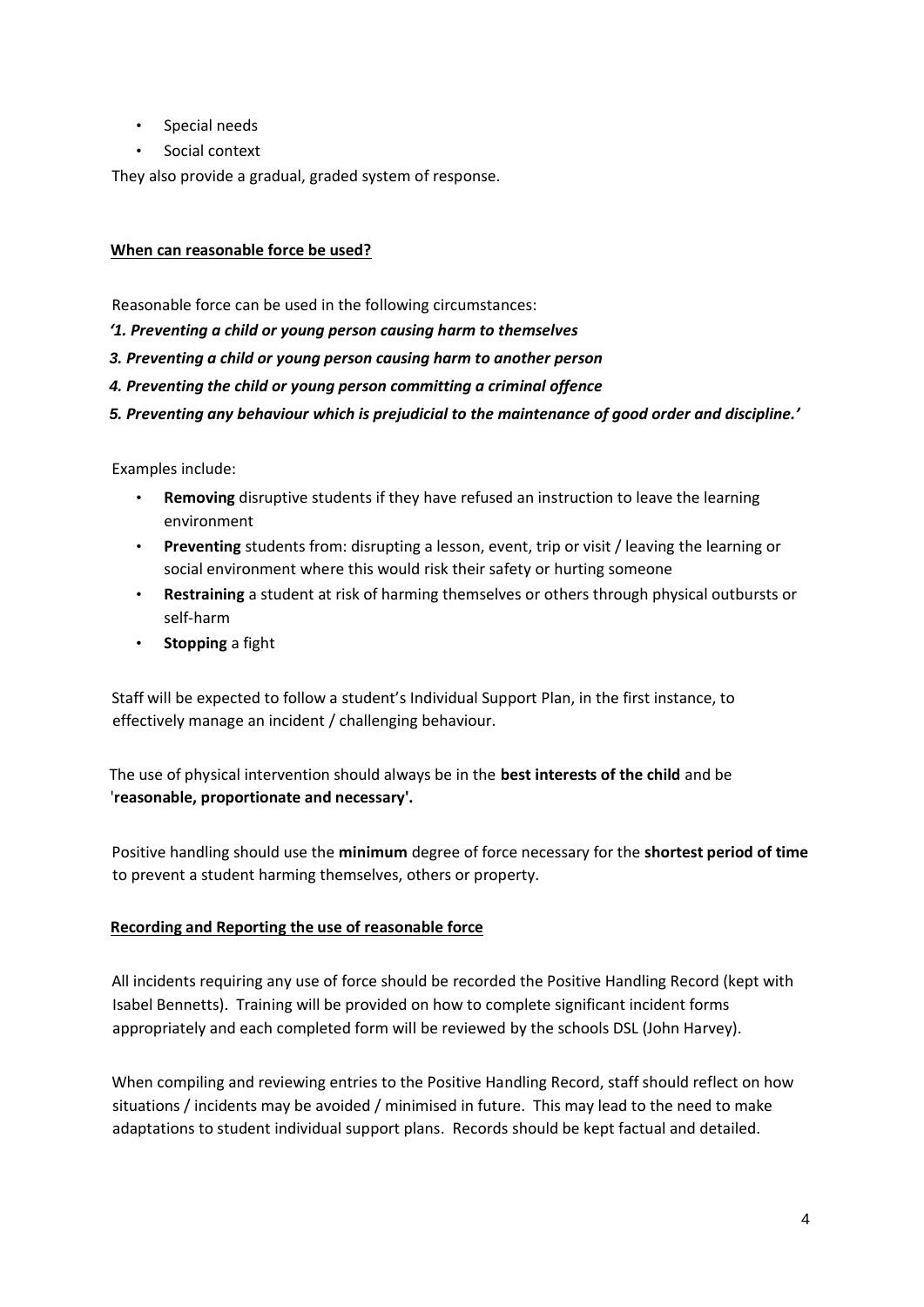- Special needs
- Social context

They also provide a gradual, graded system of response.

**When can reasonable force be used?**

Reasonable force can be used in the following circumstances:

***'1. Preventing a child or young person causing harm to themselves***

***3. Preventing a child or young person causing harm to another person***

***4. Preventing the child or young person committing a criminal offence***

***5. Preventing any behaviour which is prejudicial to the maintenance of good order and discipline.'***

Examples include:

- **Removing** disruptive students if they have refused an instruction to leave the learning environment
- **Preventing** students from: disrupting a lesson, event, trip or visit / leaving the learning or social environment where this would risk their safety or hurting someone
- **Restraining** a student at risk of harming themselves or others through physical outbursts or self-harm
- **Stopping** a fight

Staff will be expected to follow a student's Individual Support Plan, in the first instance, to effectively manage an incident / challenging behaviour.

The use of physical intervention should always be in the **best interests of the child** and be '**reasonable, proportionate and necessary'.**

Positive handling should use the **minimum** degree of force necessary for the **shortest period of time** to prevent a student harming themselves, others or property.

**Recording and Reporting the use of reasonable force**

All incidents requiring any use of force should be recorded the Positive Handling Record (kept with Isabel Bennetts). Training will be provided on how to complete significant incident forms appropriately and each completed form will be reviewed by the schools DSL (John Harvey).

When compiling and reviewing entries to the Positive Handling Record, staff should reflect on how situations / incidents may be avoided / minimised in future. This may lead to the need to make adaptations to student individual support plans. Records should be kept factual and detailed.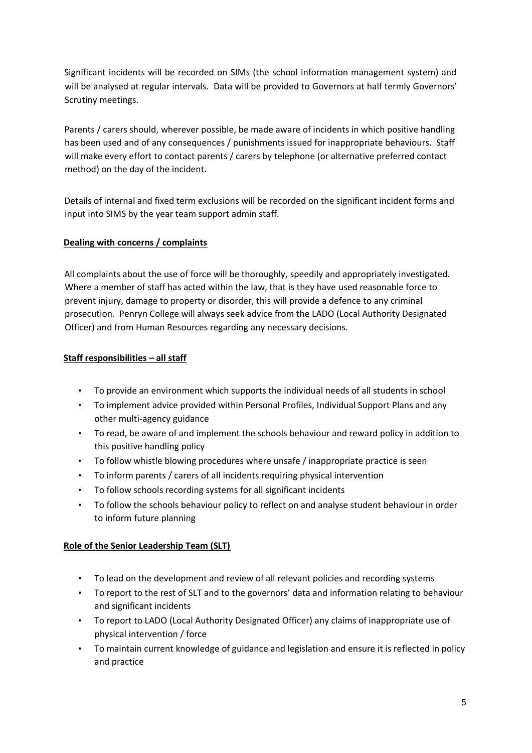Significant incidents will be recorded on SIMs (the school information management system) and will be analysed at regular intervals. Data will be provided to Governors at half termly Governors' Scrutiny meetings.

Parents / carers should, wherever possible, be made aware of incidents in which positive handling has been used and of any consequences / punishments issued for inappropriate behaviours. Staff will make every effort to contact parents / carers by telephone (or alternative preferred contact method) on the day of the incident.

Details of internal and fixed term exclusions will be recorded on the significant incident forms and input into SIMS by the year team support admin staff.

**Dealing with concerns / complaints**

All complaints about the use of force will be thoroughly, speedily and appropriately investigated. Where a member of staff has acted within the law, that is they have used reasonable force to prevent injury, damage to property or disorder, this will provide a defence to any criminal prosecution. Penryn College will always seek advice from the LADO (Local Authority Designated Officer) and from Human Resources regarding any necessary decisions.

**Staff responsibilities – all staff**

- To provide an environment which supports the individual needs of all students in school
- To implement advice provided within Personal Profiles, Individual Support Plans and any other multi-agency guidance
- To read, be aware of and implement the schools behaviour and reward policy in addition to this positive handling policy
- To follow whistle blowing procedures where unsafe / inappropriate practice is seen
- To inform parents / carers of all incidents requiring physical intervention
- To follow schools recording systems for all significant incidents
- To follow the schools behaviour policy to reflect on and analyse student behaviour in order to inform future planning

**Role of the Senior Leadership Team (SLT)**

- To lead on the development and review of all relevant policies and recording systems
- To report to the rest of SLT and to the governors' data and information relating to behaviour and significant incidents
- To report to LADO (Local Authority Designated Officer) any claims of inappropriate use of physical intervention / force
- To maintain current knowledge of guidance and legislation and ensure it is reflected in policy and practice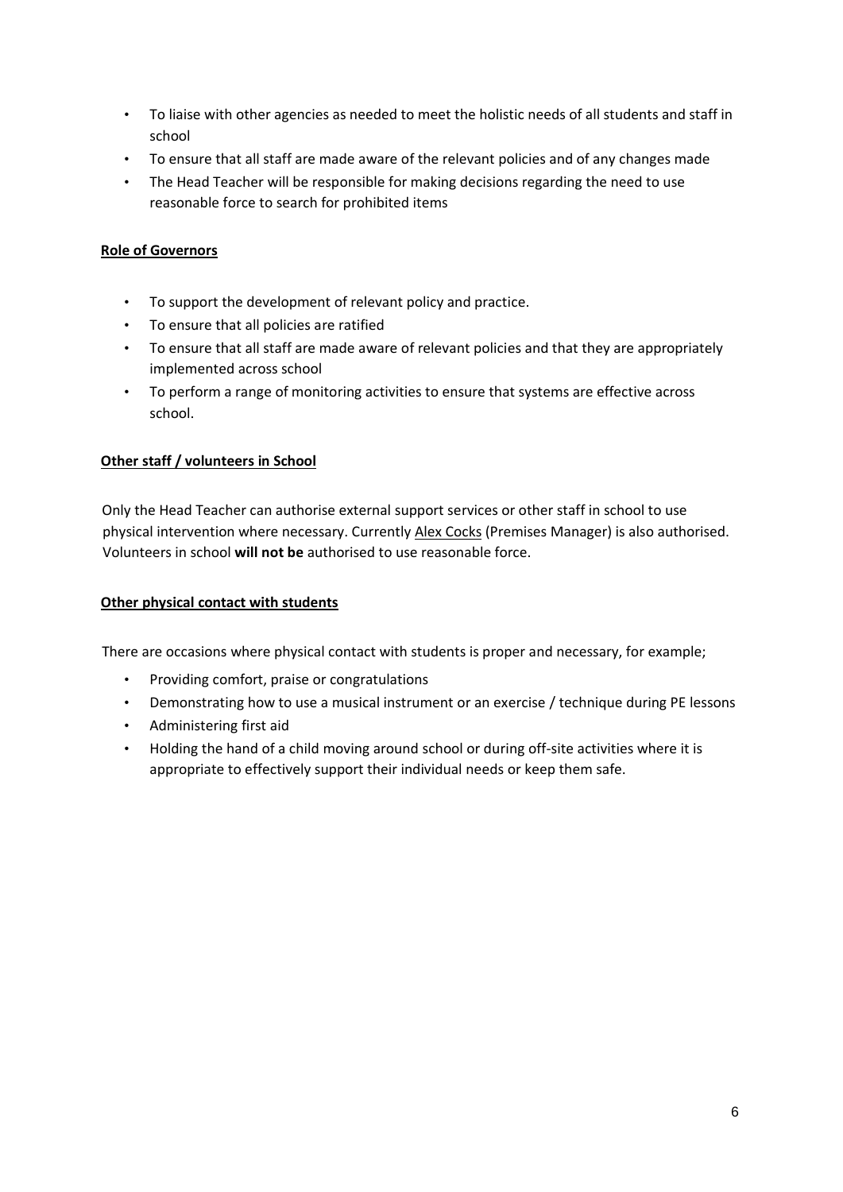- To liaise with other agencies as needed to meet the holistic needs of all students and staff in school
- To ensure that all staff are made aware of the relevant policies and of any changes made
- The Head Teacher will be responsible for making decisions regarding the need to use reasonable force to search for prohibited items

## Role of Governors

- To support the development of relevant policy and practice.
- To ensure that all policies are ratified
- To ensure that all staff are made aware of relevant policies and that they are appropriately implemented across school
- To perform a range of monitoring activities to ensure that systems are effective across school.

## Other staff / volunteers in School

Only the Head Teacher can authorise external support services or other staff in school to use physical intervention where necessary. Currently Alex Cocks (Premises Manager) is also authorised. Volunteers in school **will not be** authorised to use reasonable force.

## Other physical contact with students

There are occasions where physical contact with students is proper and necessary, for example;

- Providing comfort, praise or congratulations
- Demonstrating how to use a musical instrument or an exercise / technique during PE lessons
- Administering first aid
- Holding the hand of a child moving around school or during off-site activities where it is appropriate to effectively support their individual needs or keep them safe.